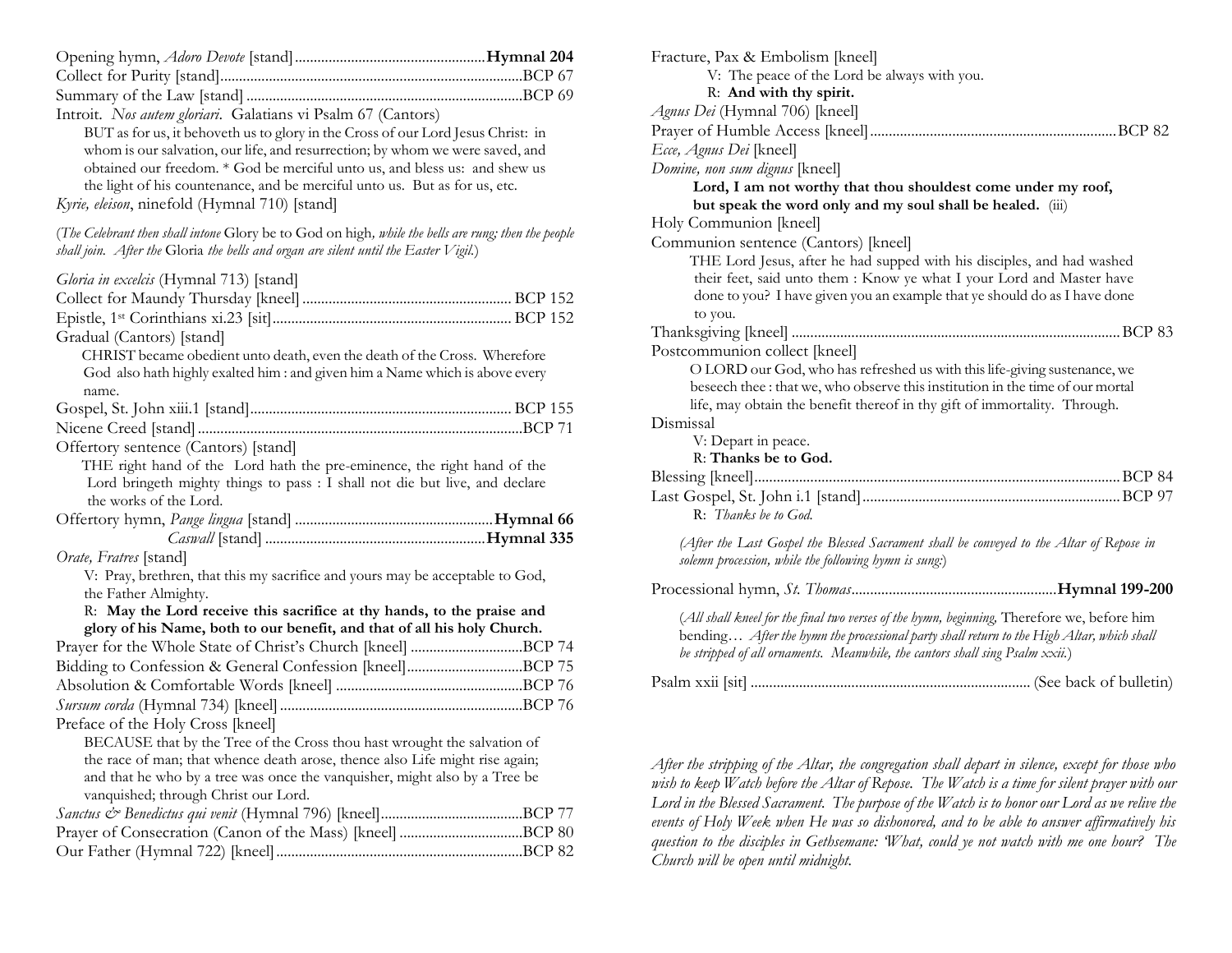Opening hymn, *Adoro Devote* [stand] .................................................. **Hymnal 204**
Collect for Purity [stand] ................................................................................ BCP 67
Summary of the Law [stand] ........................................................................... BCP 69
Introit. *Nos autem gloriari*. Galatians vi Psalm 67 (Cantors)

BUT as for us, it behoveth us to glory in the Cross of our Lord Jesus Christ: in whom is our salvation, our life, and resurrection; by whom we were saved, and obtained our freedom. * God be merciful unto us, and bless us: and shew us the light of his countenance, and be merciful unto us. But as for us, etc.

*Kyrie, eleison*, ninefold (Hymnal 710) [stand]

(*The Celebrant then shall intone* Glory be to God on high*, while the bells are rung; then the people shall join. After the* Gloria *the bells and organ are silent until the Easter Vigil.*)

*Gloria in excelsis* (Hymnal 713) [stand]
Collect for Maundy Thursday [kneel] ........................................................ BCP 152
Epistle, 1st Corinthians xi.23 [sit] ................................................................ BCP 152
Gradual (Cantors) [stand]

CHRIST became obedient unto death, even the death of the Cross. Wherefore God also hath highly exalted him : and given him a Name which is above every name.

Gospel, St. John xiii.1 [stand] ...................................................................... BCP 155
Nicene Creed [stand] ...................................................................................... BCP 71
Offertory sentence (Cantors) [stand]

THE right hand of the Lord hath the pre-eminence, the right hand of the Lord bringeth mighty things to pass : I shall not die but live, and declare the works of the Lord.

Offertory hymn, *Pange lingua* [stand] ..................................................... **Hymnal 66**
*Caswall* [stand] ........................................................... **Hymnal 335**

*Orate, Fratres* [stand]

V: Pray, brethren, that this my sacrifice and yours may be acceptable to God, the Father Almighty.

R: **May the Lord receive this sacrifice at thy hands, to the praise and glory of his Name, both to our benefit, and that of all his holy Church.**

Prayer for the Whole State of Christ's Church [kneel] .............................. BCP 74
Bidding to Confession & General Confession [kneel] ............................... BCP 75
Absolution & Comfortable Words [kneel] .................................................. BCP 76
*Sursum corda* (Hymnal 734) [kneel] ............................................................ BCP 76
Preface of the Holy Cross [kneel]

BECAUSE that by the Tree of the Cross thou hast wrought the salvation of the race of man; that whence death arose, thence also Life might rise again; and that he who by a tree was once the vanquisher, might also by a Tree be vanquished; through Christ our Lord.

*Sanctus & Benedictus qui venit* (Hymnal 796) [kneel] ...................................... BCP 77
Prayer of Consecration (Canon of the Mass) [kneel] ................................. BCP 80
Our Father (Hymnal 722) [kneel] .................................................................. BCP 82

Fracture, Pax & Embolism [kneel]

V: The peace of the Lord be always with you.

R: **And with thy spirit.**

*Agnus Dei* (Hymnal 706) [kneel]
Prayer of Humble Access [kneel] .................................................................. BCP 82
*Ecce, Agnus Dei* [kneel]
*Domine, non sum dignus* [kneel]

**Lord, I am not worthy that thou shouldest come under my roof, but speak the word only and my soul shall be healed.** (iii)

Holy Communion [kneel]
Communion sentence (Cantors) [kneel]

THE Lord Jesus, after he had supped with his disciples, and had washed their feet, said unto them : Know ye what I your Lord and Master have done to you? I have given you an example that ye should do as I have done to you.

Thanksgiving [kneel] ....................................................................................... BCP 83
Postcommunion collect [kneel]

O LORD our God, who has refreshed us with this life-giving sustenance, we beseech thee : that we, who observe this institution in the time of our mortal life, may obtain the benefit thereof in thy gift of immortality. Through.

Dismissal

V: Depart in peace.

R: **Thanks be to God.**

Blessing [kneel] ............................................................................................... BCP 84
Last Gospel, St. John i.1 [stand] .................................................................... BCP 97

R: *Thanks be to God.*

*(After the Last Gospel the Blessed Sacrament shall be conveyed to the Altar of Repose in solemn procession, while the following hymn is sung:)*

Processional hymn, *St. Thomas* ....................................................... **Hymnal 199-200**

(*All shall kneel for the final two verses of the hymn, beginning,* Therefore we, before him bending… *After the hymn the processional party shall return to the High Altar, which shall be stripped of all ornaments. Meanwhile, the cantors shall sing Psalm xxii.*)

Psalm xxii [sit] .......................................................................... (See back of bulletin)

*After the stripping of the Altar, the congregation shall depart in silence, except for those who wish to keep Watch before the Altar of Repose. The Watch is a time for silent prayer with our Lord in the Blessed Sacrament. The purpose of the Watch is to honor our Lord as we relive the events of Holy Week when He was so dishonored, and to be able to answer affirmatively his question to the disciples in Gethsemane: What, could ye not watch with me one hour? The Church will be open until midnight.*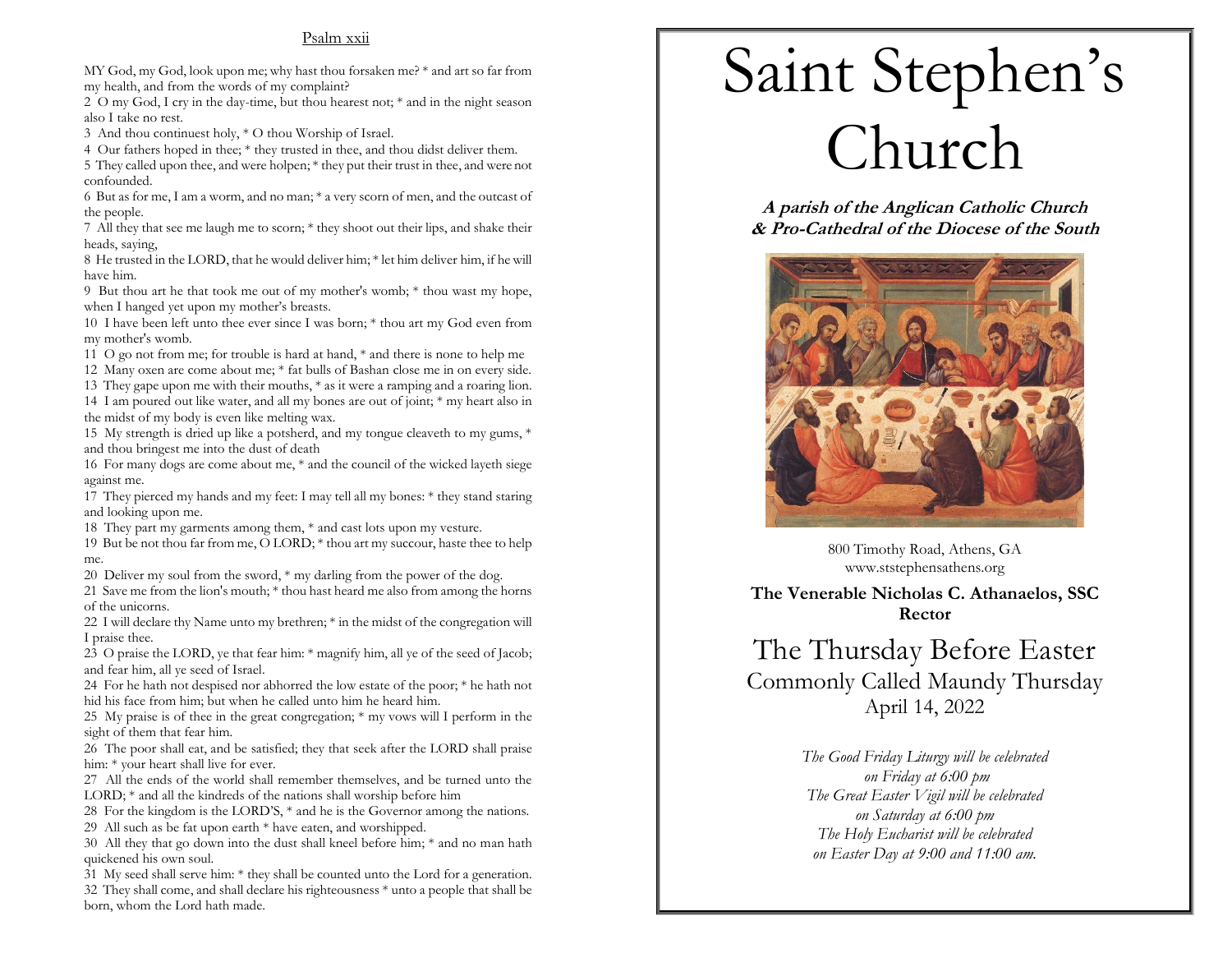## Psalm xxii

MY God, my God, look upon me; why hast thou forsaken me? * and art so far from my health, and from the words of my complaint?

2 O my God, I cry in the day-time, but thou hearest not; * and in the night season also I take no rest.

3 And thou continuest holy, * O thou Worship of Israel.

4 Our fathers hoped in thee; * they trusted in thee, and thou didst deliver them.

5 They called upon thee, and were holpen; * they put their trust in thee, and were not confounded.

6 But as for me, I am a worm, and no man; * a very scorn of men, and the outcast of the people.

7 All they that see me laugh me to scorn; * they shoot out their lips, and shake their heads, saying,

8 He trusted in the LORD, that he would deliver him; * let him deliver him, if he will have him.

9 But thou art he that took me out of my mother's womb; * thou wast my hope, when I hanged yet upon my mother's breasts.

10 I have been left unto thee ever since I was born; * thou art my God even from my mother's womb.

11 O go not from me; for trouble is hard at hand, * and there is none to help me

12 Many oxen are come about me; * fat bulls of Bashan close me in on every side.

13 They gape upon me with their mouths, * as it were a ramping and a roaring lion.

14 I am poured out like water, and all my bones are out of joint; * my heart also in the midst of my body is even like melting wax.

15 My strength is dried up like a potsherd, and my tongue cleaveth to my gums, * and thou bringest me into the dust of death

16 For many dogs are come about me, * and the council of the wicked layeth siege against me.

17 They pierced my hands and my feet: I may tell all my bones: * they stand staring and looking upon me.

18 They part my garments among them, * and cast lots upon my vesture.

19 But be not thou far from me, O LORD; * thou art my succour, haste thee to help me.

20 Deliver my soul from the sword, * my darling from the power of the dog.

21 Save me from the lion's mouth; * thou hast heard me also from among the horns of the unicorns.

22 I will declare thy Name unto my brethren; * in the midst of the congregation will I praise thee.

23 O praise the LORD, ye that fear him: * magnify him, all ye of the seed of Jacob; and fear him, all ye seed of Israel.

24 For he hath not despised nor abhorred the low estate of the poor; * he hath not hid his face from him; but when he called unto him he heard him.

25 My praise is of thee in the great congregation; * my vows will I perform in the sight of them that fear him.

26 The poor shall eat, and be satisfied; they that seek after the LORD shall praise him: * your heart shall live for ever.

27 All the ends of the world shall remember themselves, and be turned unto the LORD; * and all the kindreds of the nations shall worship before him

28 For the kingdom is the LORD'S, * and he is the Governor among the nations.

29 All such as be fat upon earth * have eaten, and worshipped.

30 All they that go down into the dust shall kneel before him; * and no man hath quickened his own soul.

31 My seed shall serve him: * they shall be counted unto the Lord for a generation.

32 They shall come, and shall declare his righteousness * unto a people that shall be born, whom the Lord hath made.

# Saint Stephen's Church

***A parish of the Anglican Catholic Church & Pro-Cathedral of the Diocese of the South***

800 Timothy Road, Athens, GA
www.ststephensathens.org

**The Venerable Nicholas C. Athanaelos, SSC**
**Rector**

## The Thursday Before Easter
### Commonly Called Maundy Thursday
April 14, 2022

*The Good Friday Liturgy will be celebrated on Friday at 6:00 pm*
*The Great Easter Vigil will be celebrated on Saturday at 6:00 pm*
*The Holy Eucharist will be celebrated on Easter Day at 9:00 and 11:00 am.*